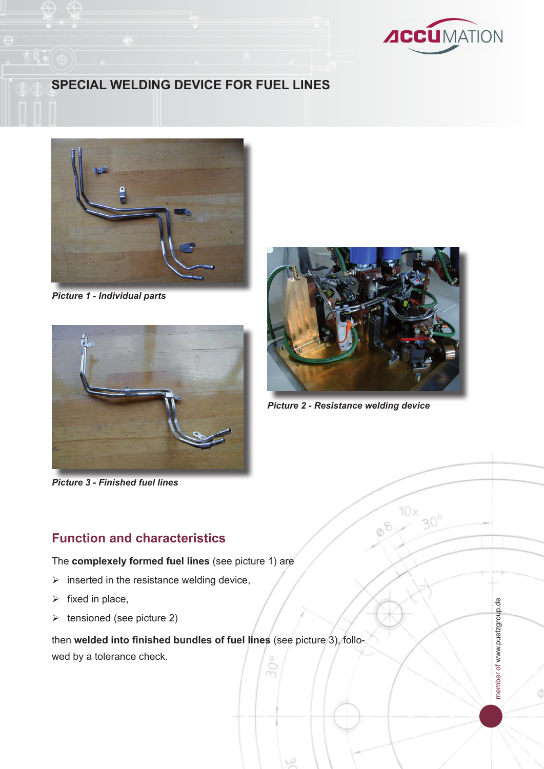# SPECIAL WELDING DEVICE FOR FUEL LINES

*Picture 1 - Individual parts*

*Picture 2 - Resistance welding device*

*Picture 3 - Finished fuel lines*

## Function and characteristics

The **complexely formed fuel lines** (see picture 1) are

- inserted in the resistance welding device,
- fixed in place,
- tensioned (see picture 2)

then **welded into finished bundles of fuel lines** (see picture 3), followed by a tolerance check.

member of www.puetzgroup.de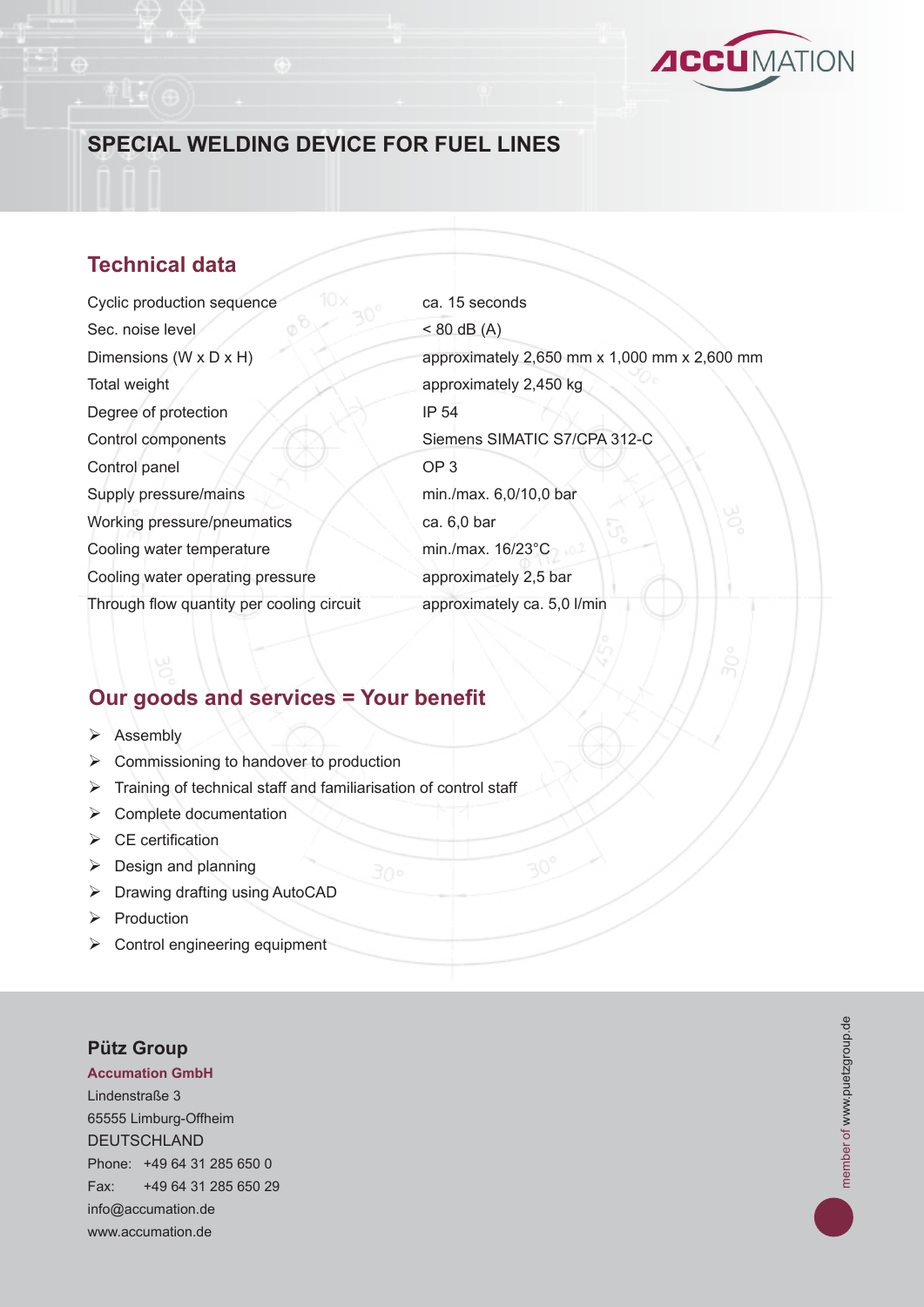# SPECIAL WELDING DEVICE FOR FUEL LINES

## Technical data

| | |
|---|---|
| Cyclic production sequence | ca. 15 seconds |
| Sec. noise level | < 80 dB (A) |
| Dimensions (W x D x H) | approximately 2,650 mm x 1,000 mm x 2,600 mm |
| Total weight | approximately 2,450 kg |
| Degree of protection | IP 54 |
| Control components | Siemens SIMATIC S7/CPA 312-C |
| Control panel | OP 3 |
| Supply pressure/mains | min./max. 6,0/10,0 bar |
| Working pressure/pneumatics | ca. 6,0 bar |
| Cooling water temperature | min./max. 16/23°C |
| Cooling water operating pressure | approximately 2,5 bar |
| Through flow quantity per cooling circuit | approximately ca. 5,0 l/min |

## Our goods and services = Your benefit

- Assembly
- Commissioning to handover to production
- Training of technical staff and familiarisation of control staff
- Complete documentation
- CE certification
- Design and planning
- Drawing drafting using AutoCAD
- Production
- Control engineering equipment

**Pütz Group**

**Accumation GmbH**
Lindenstraße 3
65555 Limburg-Offheim
DEUTSCHLAND
Phone: +49 64 31 285 650 0
Fax: +49 64 31 285 650 29
info@accumation.de
www.accumation.de

member of www.puetzgroup.de